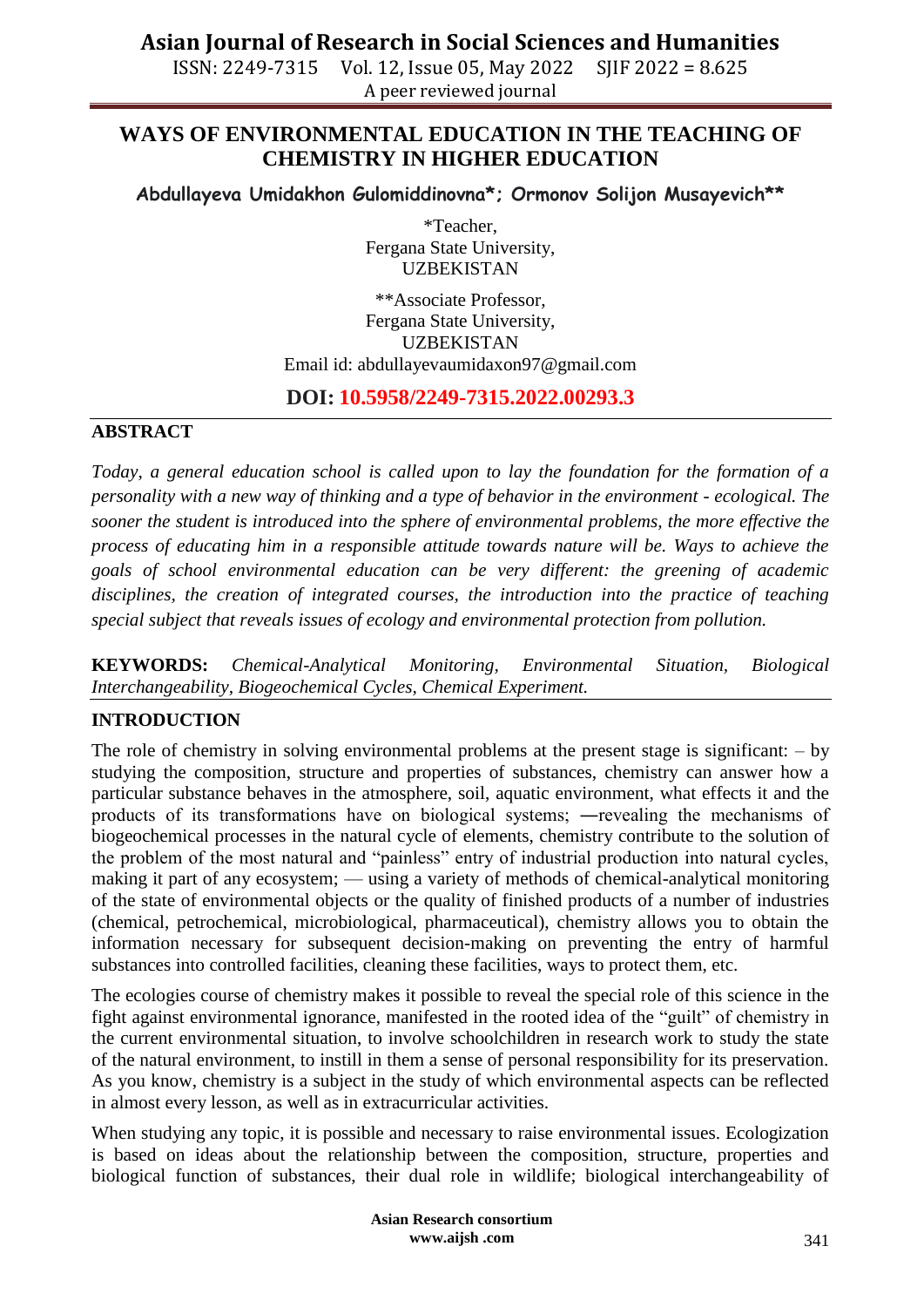# WAYS OF ENVIRONMENTAL EDUCATION IN THE TEACHING OF CHEMISTRY IN HIGHER EDUCATION

**Abdullayeva Umidakhon Gulomiddinovna*; Ormonov Solijon Musayevich****

*Teacher,
Fergana State University,
UZBEKISTAN

**Associate Professor,
Fergana State University,
UZBEKISTAN
Email id: abdullayevaumidaxon97@gmail.com

**DOI: 10.5958/2249-7315.2022.00293.3**

## ABSTRACT

*Today, a general education school is called upon to lay the foundation for the formation of a personality with a new way of thinking and a type of behavior in the environment - ecological. The sooner the student is introduced into the sphere of environmental problems, the more effective the process of educating him in a responsible attitude towards nature will be. Ways to achieve the goals of school environmental education can be very different: the greening of academic disciplines, the creation of integrated courses, the introduction into the practice of teaching special subject that reveals issues of ecology and environmental protection from pollution.*

**KEYWORDS:** *Chemical-Analytical Monitoring, Environmental Situation, Biological Interchangeability, Biogeochemical Cycles, Chemical Experiment.*

## INTRODUCTION

The role of chemistry in solving environmental problems at the present stage is significant: – by studying the composition, structure and properties of substances, chemistry can answer how a particular substance behaves in the atmosphere, soil, aquatic environment, what effects it and the products of its transformations have on biological systems; ―revealing the mechanisms of biogeochemical processes in the natural cycle of elements, chemistry contribute to the solution of the problem of the most natural and "painless" entry of industrial production into natural cycles, making it part of any ecosystem; — using a variety of methods of chemical-analytical monitoring of the state of environmental objects or the quality of finished products of a number of industries (chemical, petrochemical, microbiological, pharmaceutical), chemistry allows you to obtain the information necessary for subsequent decision-making on preventing the entry of harmful substances into controlled facilities, cleaning these facilities, ways to protect them, etc.

The ecologies course of chemistry makes it possible to reveal the special role of this science in the fight against environmental ignorance, manifested in the rooted idea of the "guilt" of chemistry in the current environmental situation, to involve schoolchildren in research work to study the state of the natural environment, to instill in them a sense of personal responsibility for its preservation. As you know, chemistry is a subject in the study of which environmental aspects can be reflected in almost every lesson, as well as in extracurricular activities.

When studying any topic, it is possible and necessary to raise environmental issues. Ecologization is based on ideas about the relationship between the composition, structure, properties and biological function of substances, their dual role in wildlife; biological interchangeability of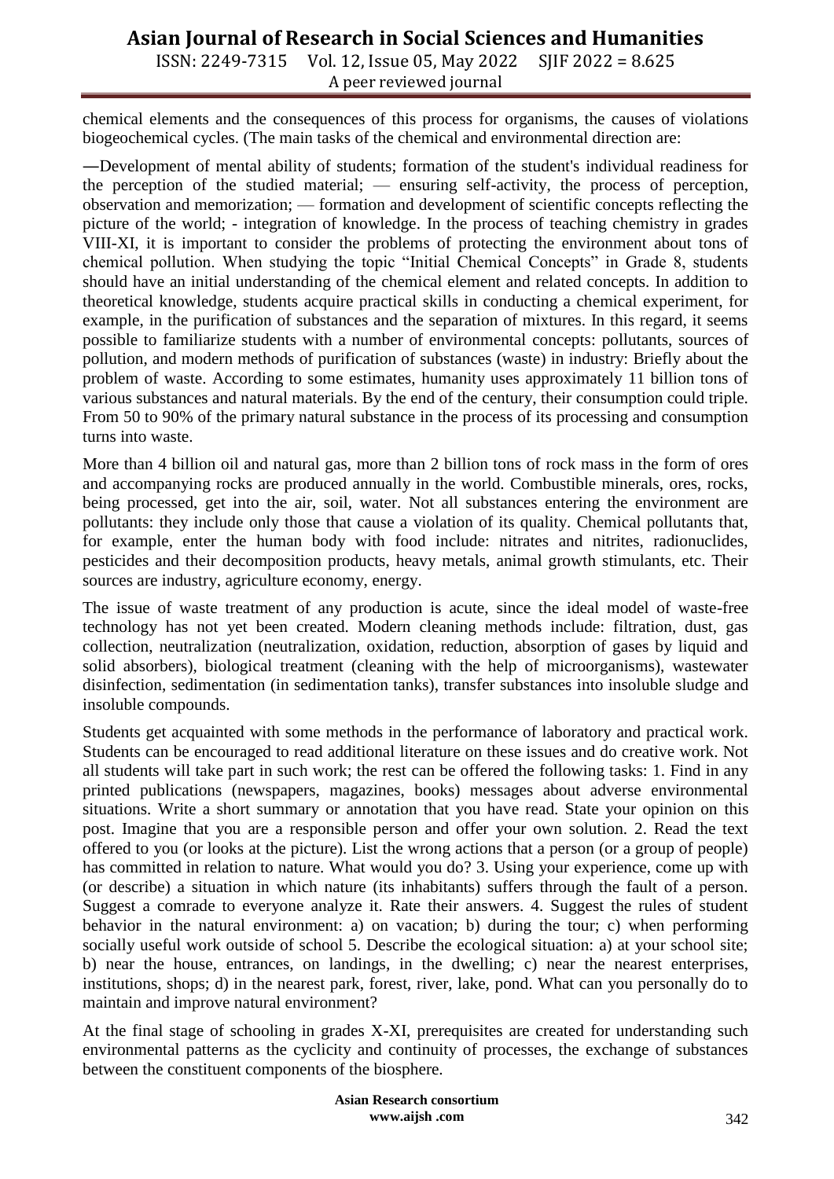chemical elements and the consequences of this process for organisms, the causes of violations biogeochemical cycles. (The main tasks of the chemical and environmental direction are:

—Development of mental ability of students; formation of the student's individual readiness for the perception of the studied material; — ensuring self-activity, the process of perception, observation and memorization; — formation and development of scientific concepts reflecting the picture of the world; - integration of knowledge. In the process of teaching chemistry in grades VIII-XI, it is important to consider the problems of protecting the environment about tons of chemical pollution. When studying the topic “Initial Chemical Concepts” in Grade 8, students should have an initial understanding of the chemical element and related concepts. In addition to theoretical knowledge, students acquire practical skills in conducting a chemical experiment, for example, in the purification of substances and the separation of mixtures. In this regard, it seems possible to familiarize students with a number of environmental concepts: pollutants, sources of pollution, and modern methods of purification of substances (waste) in industry: Briefly about the problem of waste. According to some estimates, humanity uses approximately 11 billion tons of various substances and natural materials. By the end of the century, their consumption could triple. From 50 to 90% of the primary natural substance in the process of its processing and consumption turns into waste.

More than 4 billion oil and natural gas, more than 2 billion tons of rock mass in the form of ores and accompanying rocks are produced annually in the world. Combustible minerals, ores, rocks, being processed, get into the air, soil, water. Not all substances entering the environment are pollutants: they include only those that cause a violation of its quality. Chemical pollutants that, for example, enter the human body with food include: nitrates and nitrites, radionuclides, pesticides and their decomposition products, heavy metals, animal growth stimulants, etc. Their sources are industry, agriculture economy, energy.

The issue of waste treatment of any production is acute, since the ideal model of waste-free technology has not yet been created. Modern cleaning methods include: filtration, dust, gas collection, neutralization (neutralization, oxidation, reduction, absorption of gases by liquid and solid absorbers), biological treatment (cleaning with the help of microorganisms), wastewater disinfection, sedimentation (in sedimentation tanks), transfer substances into insoluble sludge and insoluble compounds.

Students get acquainted with some methods in the performance of laboratory and practical work. Students can be encouraged to read additional literature on these issues and do creative work. Not all students will take part in such work; the rest can be offered the following tasks: 1. Find in any printed publications (newspapers, magazines, books) messages about adverse environmental situations. Write a short summary or annotation that you have read. State your opinion on this post. Imagine that you are a responsible person and offer your own solution. 2. Read the text offered to you (or looks at the picture). List the wrong actions that a person (or a group of people) has committed in relation to nature. What would you do? 3. Using your experience, come up with (or describe) a situation in which nature (its inhabitants) suffers through the fault of a person. Suggest a comrade to everyone analyze it. Rate their answers. 4. Suggest the rules of student behavior in the natural environment: a) on vacation; b) during the tour; c) when performing socially useful work outside of school 5. Describe the ecological situation: a) at your school site; b) near the house, entrances, on landings, in the dwelling; c) near the nearest enterprises, institutions, shops; d) in the nearest park, forest, river, lake, pond. What can you personally do to maintain and improve natural environment?

At the final stage of schooling in grades X-XI, prerequisites are created for understanding such environmental patterns as the cyclicity and continuity of processes, the exchange of substances between the constituent components of the biosphere.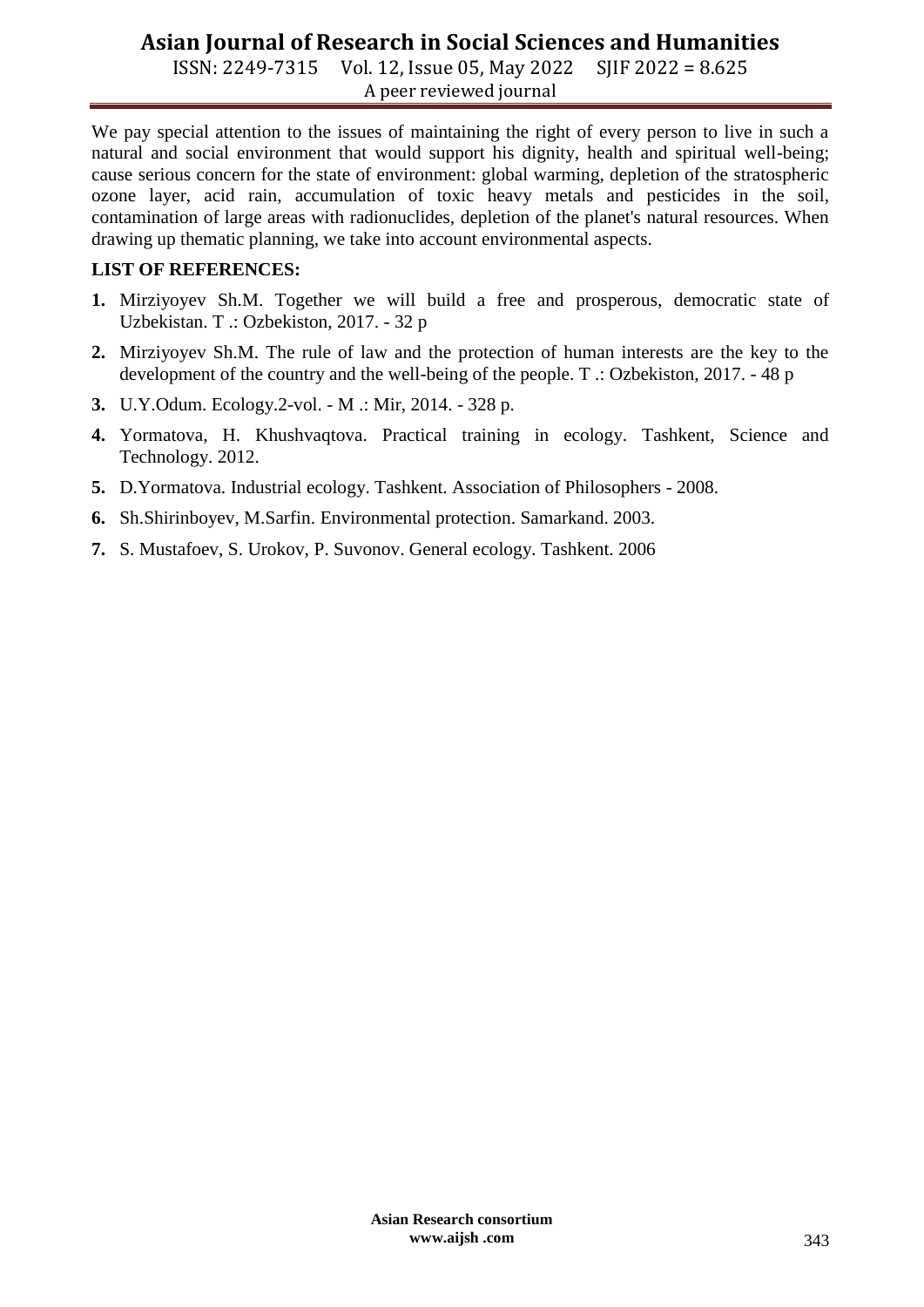We pay special attention to the issues of maintaining the right of every person to live in such a natural and social environment that would support his dignity, health and spiritual well-being; cause serious concern for the state of environment: global warming, depletion of the stratospheric ozone layer, acid rain, accumulation of toxic heavy metals and pesticides in the soil, contamination of large areas with radionuclides, depletion of the planet's natural resources. When drawing up thematic planning, we take into account environmental aspects.

**LIST OF REFERENCES:**

1. Mirziyoyev Sh.M. Together we will build a free and prosperous, democratic state of Uzbekistan. T .: Ozbekiston, 2017. - 32 p
2. Mirziyoyev Sh.M. The rule of law and the protection of human interests are the key to the development of the country and the well-being of the people. T .: Ozbekiston, 2017. - 48 p
3. U.Y.Odum. Ecology.2-vol. - M .: Mir, 2014. - 328 p.
4. Yormatova, H. Khushvaqtova. Practical training in ecology. Tashkent, Science and Technology. 2012.
5. D.Yormatova. Industrial ecology. Tashkent. Association of Philosophers - 2008.
6. Sh.Shirinboyev, M.Sarfin. Environmental protection. Samarkand. 2003.
7. S. Mustafoev, S. Urokov, P. Suvonov. General ecology. Tashkent. 2006